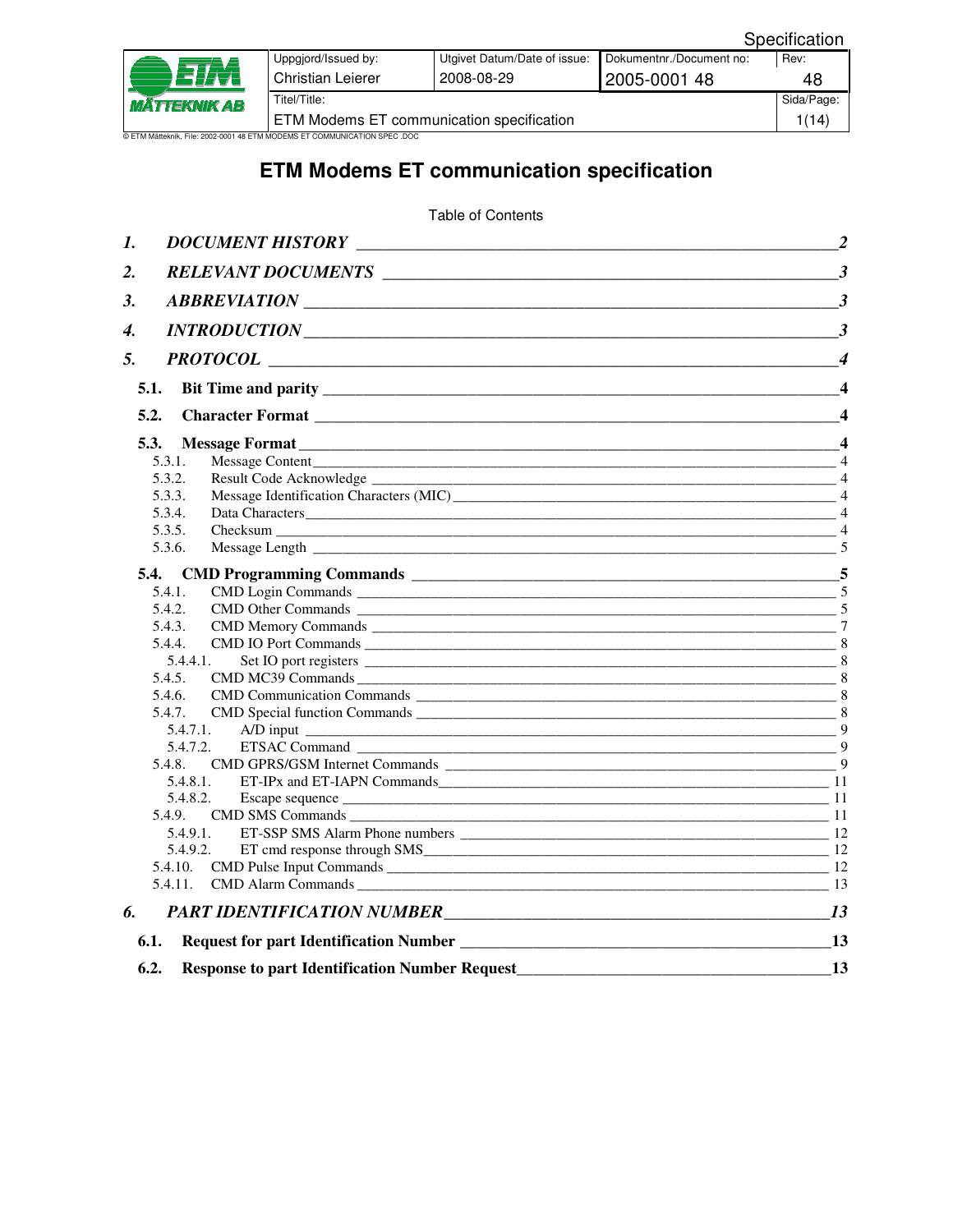| Uppgjord/Issued by: | Utgivet Datum/Date of issue: | Dokumentnr./Document no: | Rev: |
|---|---|---|---|
| Christian Leierer | 2008-08-29 | 2005-0001 48 | 48 |
| Titel/Title: | | | Sida/Page: |
| ETM Modems ET communication specification | | | 1(14) |

© ETM Mätteknik, File: 2002-0001 48 ETM MODEMS ET COMMUNICATION SPEC .DOC

# ETM Modems ET communication specification

Table of Contents

1. DOCUMENT HISTORY ........ 2
2. RELEVANT DOCUMENTS ........ 3
3. ABBREVIATION ........ 3
4. INTRODUCTION ........ 3
5. PROTOCOL ........ 4
   - 5.1. Bit Time and parity ........ 4
   - 5.2. Character Format ........ 4
   - 5.3. Message Format ........ 4
     - 5.3.1. Message Content ........ 4
     - 5.3.2. Result Code Acknowledge ........ 4
     - 5.3.3. Message Identification Characters (MIC) ........ 4
     - 5.3.4. Data Characters ........ 4
     - 5.3.5. Checksum ........ 4
     - 5.3.6. Message Length ........ 5
   - 5.4. CMD Programming Commands ........ 5
     - 5.4.1. CMD Login Commands ........ 5
     - 5.4.2. CMD Other Commands ........ 5
     - 5.4.3. CMD Memory Commands ........ 7
     - 5.4.4. CMD IO Port Commands ........ 8
       - 5.4.4.1. Set IO port registers ........ 8
     - 5.4.5. CMD MC39 Commands ........ 8
     - 5.4.6. CMD Communication Commands ........ 8
     - 5.4.7. CMD Special function Commands ........ 8
       - 5.4.7.1. A/D input ........ 9
       - 5.4.7.2. ETSAC Command ........ 9
     - 5.4.8. CMD GPRS/GSM Internet Commands ........ 9
       - 5.4.8.1. ET-IPx and ET-IAPN Commands ........ 11
       - 5.4.8.2. Escape sequence ........ 11
     - 5.4.9. CMD SMS Commands ........ 11
       - 5.4.9.1. ET-SSP SMS Alarm Phone numbers ........ 12
       - 5.4.9.2. ET cmd response through SMS ........ 12
     - 5.4.10. CMD Pulse Input Commands ........ 12
     - 5.4.11. CMD Alarm Commands ........ 13
6. PART IDENTIFICATION NUMBER ........ 13
   - 6.1. Request for part Identification Number ........ 13
   - 6.2. Response to part Identification Number Request ........ 13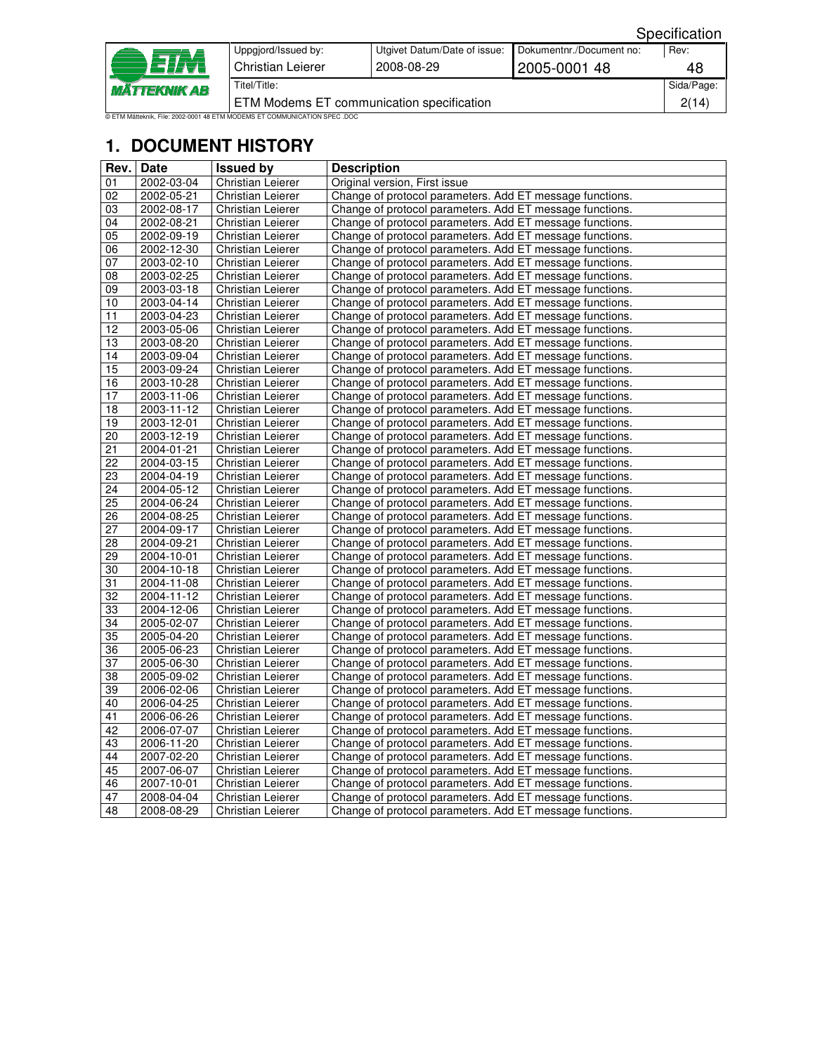# 1. DOCUMENT HISTORY

| Rev. | Date | Issued by | Description |
|---|---|---|---|
| 01 | 2002-03-04 | Christian Leierer | Original version, First issue |
| 02 | 2002-05-21 | Christian Leierer | Change of protocol parameters. Add ET message functions. |
| 03 | 2002-08-17 | Christian Leierer | Change of protocol parameters. Add ET message functions. |
| 04 | 2002-08-21 | Christian Leierer | Change of protocol parameters. Add ET message functions. |
| 05 | 2002-09-19 | Christian Leierer | Change of protocol parameters. Add ET message functions. |
| 06 | 2002-12-30 | Christian Leierer | Change of protocol parameters. Add ET message functions. |
| 07 | 2003-02-10 | Christian Leierer | Change of protocol parameters. Add ET message functions. |
| 08 | 2003-02-25 | Christian Leierer | Change of protocol parameters. Add ET message functions. |
| 09 | 2003-03-18 | Christian Leierer | Change of protocol parameters. Add ET message functions. |
| 10 | 2003-04-14 | Christian Leierer | Change of protocol parameters. Add ET message functions. |
| 11 | 2003-04-23 | Christian Leierer | Change of protocol parameters. Add ET message functions. |
| 12 | 2003-05-06 | Christian Leierer | Change of protocol parameters. Add ET message functions. |
| 13 | 2003-08-20 | Christian Leierer | Change of protocol parameters. Add ET message functions. |
| 14 | 2003-09-04 | Christian Leierer | Change of protocol parameters. Add ET message functions. |
| 15 | 2003-09-24 | Christian Leierer | Change of protocol parameters. Add ET message functions. |
| 16 | 2003-10-28 | Christian Leierer | Change of protocol parameters. Add ET message functions. |
| 17 | 2003-11-06 | Christian Leierer | Change of protocol parameters. Add ET message functions. |
| 18 | 2003-11-12 | Christian Leierer | Change of protocol parameters. Add ET message functions. |
| 19 | 2003-12-01 | Christian Leierer | Change of protocol parameters. Add ET message functions. |
| 20 | 2003-12-19 | Christian Leierer | Change of protocol parameters. Add ET message functions. |
| 21 | 2004-01-21 | Christian Leierer | Change of protocol parameters. Add ET message functions. |
| 22 | 2004-03-15 | Christian Leierer | Change of protocol parameters. Add ET message functions. |
| 23 | 2004-04-19 | Christian Leierer | Change of protocol parameters. Add ET message functions. |
| 24 | 2004-05-12 | Christian Leierer | Change of protocol parameters. Add ET message functions. |
| 25 | 2004-06-24 | Christian Leierer | Change of protocol parameters. Add ET message functions. |
| 26 | 2004-08-25 | Christian Leierer | Change of protocol parameters. Add ET message functions. |
| 27 | 2004-09-17 | Christian Leierer | Change of protocol parameters. Add ET message functions. |
| 28 | 2004-09-21 | Christian Leierer | Change of protocol parameters. Add ET message functions. |
| 29 | 2004-10-01 | Christian Leierer | Change of protocol parameters. Add ET message functions. |
| 30 | 2004-10-18 | Christian Leierer | Change of protocol parameters. Add ET message functions. |
| 31 | 2004-11-08 | Christian Leierer | Change of protocol parameters. Add ET message functions. |
| 32 | 2004-11-12 | Christian Leierer | Change of protocol parameters. Add ET message functions. |
| 33 | 2004-12-06 | Christian Leierer | Change of protocol parameters. Add ET message functions. |
| 34 | 2005-02-07 | Christian Leierer | Change of protocol parameters. Add ET message functions. |
| 35 | 2005-04-20 | Christian Leierer | Change of protocol parameters. Add ET message functions. |
| 36 | 2005-06-23 | Christian Leierer | Change of protocol parameters. Add ET message functions. |
| 37 | 2005-06-30 | Christian Leierer | Change of protocol parameters. Add ET message functions. |
| 38 | 2005-09-02 | Christian Leierer | Change of protocol parameters. Add ET message functions. |
| 39 | 2006-02-06 | Christian Leierer | Change of protocol parameters. Add ET message functions. |
| 40 | 2006-04-25 | Christian Leierer | Change of protocol parameters. Add ET message functions. |
| 41 | 2006-06-26 | Christian Leierer | Change of protocol parameters. Add ET message functions. |
| 42 | 2006-07-07 | Christian Leierer | Change of protocol parameters. Add ET message functions. |
| 43 | 2006-11-20 | Christian Leierer | Change of protocol parameters. Add ET message functions. |
| 44 | 2007-02-20 | Christian Leierer | Change of protocol parameters. Add ET message functions. |
| 45 | 2007-06-07 | Christian Leierer | Change of protocol parameters. Add ET message functions. |
| 46 | 2007-10-01 | Christian Leierer | Change of protocol parameters. Add ET message functions. |
| 47 | 2008-04-04 | Christian Leierer | Change of protocol parameters. Add ET message functions. |
| 48 | 2008-08-29 | Christian Leierer | Change of protocol parameters. Add ET message functions. |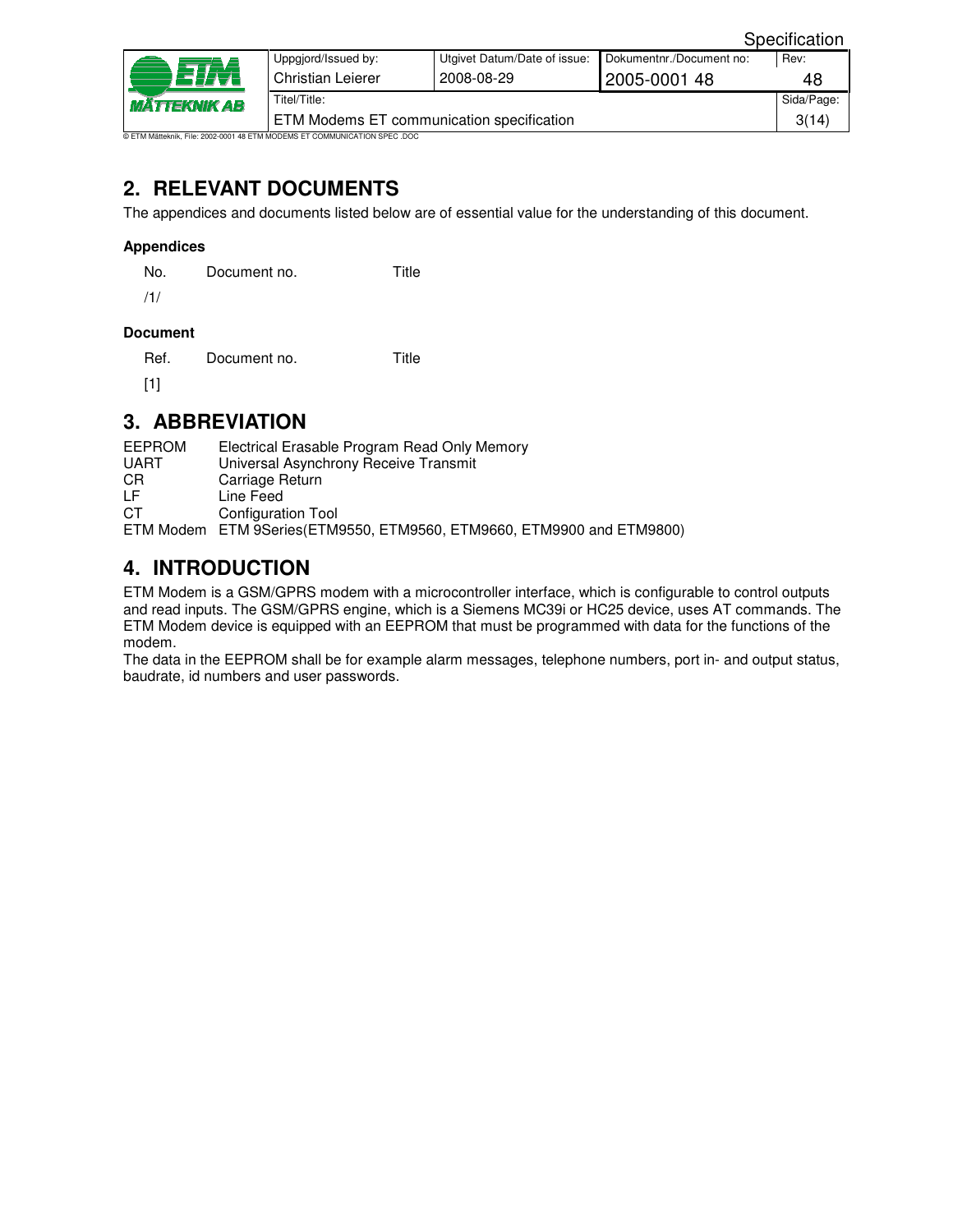## 2. RELEVANT DOCUMENTS

The appendices and documents listed below are of essential value for the understanding of this document.

**Appendices**

| No. | Document no. | Title |
|---|---|---|
| /1/ | | |

**Document**

| Ref. | Document no. | Title |
|---|---|---|
| [1] | | |

## 3. ABBREVIATION

| | |
|---|---|
| EEPROM | Electrical Erasable Program Read Only Memory |
| UART | Universal Asynchrony Receive Transmit |
| CR | Carriage Return |
| LF | Line Feed |
| CT | Configuration Tool |
| ETM Modem | ETM 9Series(ETM9550, ETM9560, ETM9660, ETM9900 and ETM9800) |

## 4. INTRODUCTION

ETM Modem is a GSM/GPRS modem with a microcontroller interface, which is configurable to control outputs and read inputs. The GSM/GPRS engine, which is a Siemens MC39i or HC25 device, uses AT commands. The ETM Modem device is equipped with an EEPROM that must be programmed with data for the functions of the modem.

The data in the EEPROM shall be for example alarm messages, telephone numbers, port in- and output status, baudrate, id numbers and user passwords.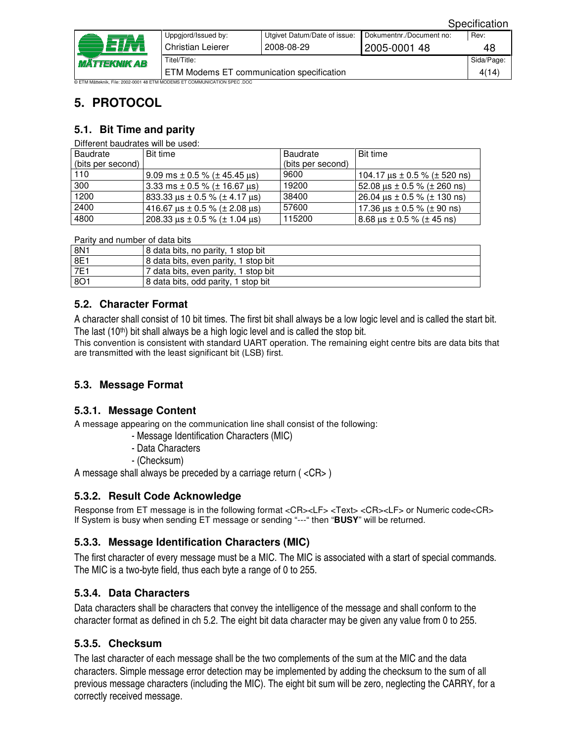# 5. PROTOCOL

## 5.1. Bit Time and parity

Different baudrates will be used:

| Baudrate (bits per second) | Bit time | Baudrate (bits per second) | Bit time |
|---|---|---|---|
| 110 | 9.09 ms ± 0.5 % (± 45.45 μs) | 9600 | 104.17 μs ± 0.5 % (± 520 ns) |
| 300 | 3.33 ms ± 0.5 % (± 16.67 μs) | 19200 | 52.08 μs ± 0.5 % (± 260 ns) |
| 1200 | 833.33 μs ± 0.5 % (± 4.17 μs) | 38400 | 26.04 μs ± 0.5 % (± 130 ns) |
| 2400 | 416.67 μs ± 0.5 % (± 2.08 μs) | 57600 | 17.36 μs ± 0.5 % (± 90 ns) |
| 4800 | 208.33 μs ± 0.5 % (± 1.04 μs) | 115200 | 8.68 μs ± 0.5 % (± 45 ns) |

Parity and number of data bits

| | |
|---|---|
| 8N1 | 8 data bits, no parity, 1 stop bit |
| 8E1 | 8 data bits, even parity, 1 stop bit |
| 7E1 | 7 data bits, even parity, 1 stop bit |
| 8O1 | 8 data bits, odd parity, 1 stop bit |

## 5.2. Character Format

A character shall consist of 10 bit times. The first bit shall always be a low logic level and is called the start bit. The last (10th) bit shall always be a high logic level and is called the stop bit.
This convention is consistent with standard UART operation. The remaining eight centre bits are data bits that are transmitted with the least significant bit (LSB) first.

## 5.3. Message Format

### 5.3.1. Message Content

A message appearing on the communication line shall consist of the following:

- Message Identification Characters (MIC)
- Data Characters
- (Checksum)

A message shall always be preceded by a carriage return ( <CR> )

### 5.3.2. Result Code Acknowledge

Response from ET message is in the following format <CR><LF> <Text> <CR><LF> or Numeric code<CR>
If System is busy when sending ET message or sending "---" then "**BUSY**" will be returned.

### 5.3.3. Message Identification Characters (MIC)

The first character of every message must be a MIC. The MIC is associated with a start of special commands. The MIC is a two-byte field, thus each byte a range of 0 to 255.

### 5.3.4. Data Characters

Data characters shall be characters that convey the intelligence of the message and shall conform to the character format as defined in ch 5.2. The eight bit data character may be given any value from 0 to 255.

### 5.3.5. Checksum

The last character of each message shall be the two complements of the sum at the MIC and the data characters. Simple message error detection may be implemented by adding the checksum to the sum of all previous message characters (including the MIC). The eight bit sum will be zero, neglecting the CARRY, for a correctly received message.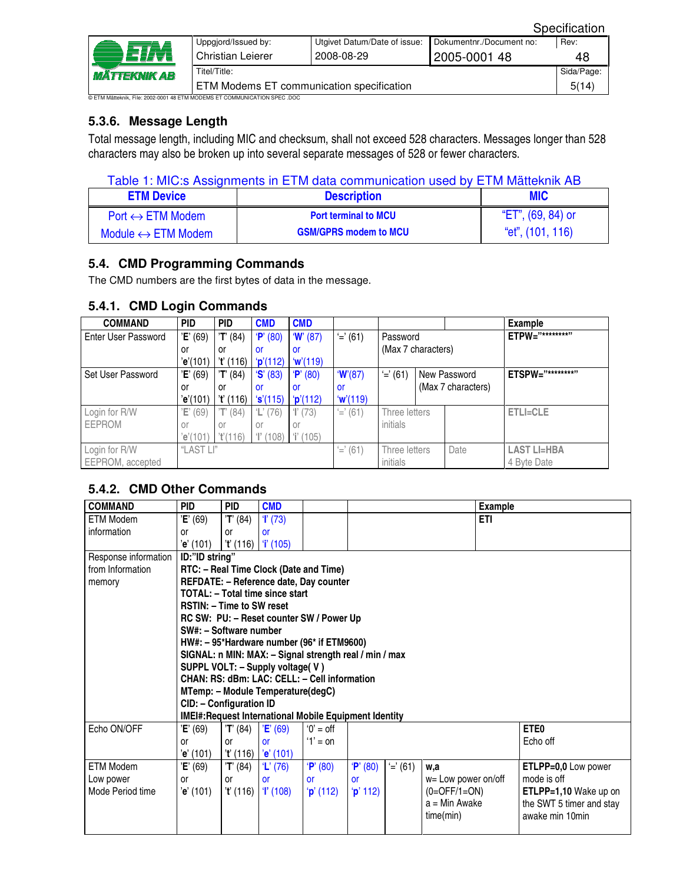### 5.3.6. Message Length

Total message length, including MIC and checksum, shall not exceed 528 characters. Messages longer than 528 characters may also be broken up into several separate messages of 528 or fewer characters.

Table 1: MIC:s Assignments in ETM data communication used by ETM Mätteknik AB

| ETM Device | Description | MIC |
|---|---|---|
| Port ↔ ETM Modem<br>Module ↔ ETM Modem | **Port terminal to MCU**<br>**GSM/GPRS modem to MCU** | "ET", (69, 84) or<br>"et", (101, 116) |

## 5.4. CMD Programming Commands

The CMD numbers are the first bytes of data in the message.

### 5.4.1. CMD Login Commands

| COMMAND | PID | PID | CMD | CMD | | | | Example |
|---|---|---|---|---|---|---|---|---|
| Enter User Password | '**E**' (69) or '**e**'(101) | '**T**' (84) or '**t**' (116) | '**P**' (80) or '**p**'(112) | '**W**' (87) or '**w**'(119) | '=' (61) | Password (Max 7 characters) | | **ETPW="********"** |
| Set User Password | '**E**' (69) or '**e**'(101) | '**T**' (84) or '**t**' (116) | '**S**' (83) or '**s**'(115) | '**P**' (80) or '**p**'(112) | '**W**'(87) or '**w**'(119) | '=' (61) | New Password (Max 7 characters) | **ETSPW="********"** |
| Login for R/W EEPROM | 'E' (69) or 'e'(101) | 'T' (84) or 't'(116) | 'L' (76) or 'l' (108) | 'I' (73) or 'i' (105) | '=' (61) | Three letters initials | | **ETLI=CLE** |
| Login for R/W EEPROM, accepted | "LAST LI" | | | | '=' (61) | Three letters initials | Date | **LAST LI=HBA** 4 Byte Date |

### 5.4.2. CMD Other Commands

| COMMAND | PID | PID | CMD | | | | | Example |
|---|---|---|---|---|---|---|---|---|
| ETM Modem information | '**E**' (69) or '**e**' (101) | '**T**' (84) or '**t**' (116) | '**I**' (73) or '**i**' (105) | | | | | **ETI** |
| Response information from Information memory | **ID:"ID string"**<br>**RTC: – Real Time Clock (Date and Time)**<br>**REFDATE: – Reference date, Day counter**<br>**TOTAL: – Total time since start**<br>**RSTIN: – Time to SW reset**<br>**RC SW: PU: – Reset counter SW / Power Up**<br>**SW#: – Software number**<br>**HW#: – 95*Hardware number (96* if ETM9600)**<br>**SIGNAL: n MIN: MAX: – Signal strength real / min / max**<br>**SUPPL VOLT: – Supply voltage( V )**<br>**CHAN: RS: dBm: LAC: CELL: – Cell information**<br>**MTemp: – Module Temperature(degC)**<br>**CID: – Configuration ID**<br>**IMEI#:Request International Mobile Equipment Identity** | | | | | | | |
| Echo ON/OFF | '**E**' (69) or '**e**' (101) | '**T**' (84) or '**t**' (116) | '**E**' (69) or '**e**' (101) | '0' = off<br>'1' = on | | | | **ETE0** Echo off |
| ETM Modem Low power Mode Period time | '**E**' (69) or '**e**' (101) | '**T**' (84) or '**t**' (116) | '**L**' (76) or '**l**' (108) | '**P**' (80) or '**p**' (112) | '**P**' (80) or '**p**' 112) | '=' (61) | **w,a**<br>w= Low power on/off (0=OFF/1=ON)<br>a = Min Awake time(min) | **ETLPP=0,0** Low power mode is off<br>**ETLPP=1,10** Wake up on the SWT 5 timer and stay awake min 10min |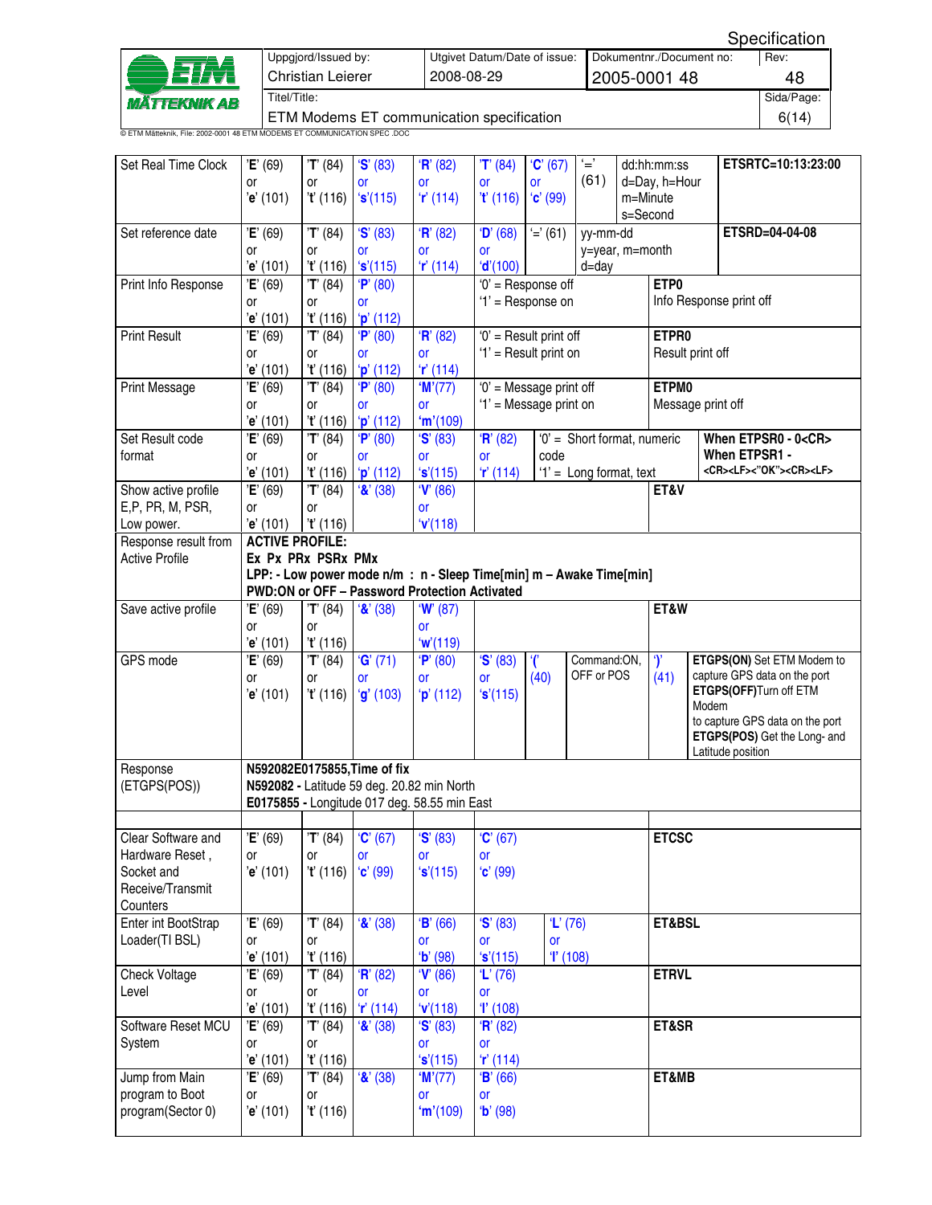| Command | | | | | | | | Example |
|---|---|---|---|---|---|---|---|---|
| Set Real Time Clock | 'E' (69) or 'e' (101) | 'T' (84) or 't' (116) | 'S' (83) or 's'(115) | 'R' (82) or 'r' (114) | 'T' (84) or 't' (116) | 'C' (67) or 'c' (99) | '=' (61) dd:hh:mm:ss d=Day, h=Hour m=Minute s=Second | **ETSRTC=10:13:23:00** |
| Set reference date | 'E' (69) or 'e' (101) | 'T' (84) or 't' (116) | 'S' (83) or 's'(115) | 'R' (82) or 'r' (114) | 'D' (68) or 'd'(100) | '=' (61) | yy-mm-dd y=year, m=month d=day | **ETSRD=04-04-08** |
| Print Info Response | 'E' (69) or 'e' (101) | 'T' (84) or 't' (116) | 'P' (80) or 'p' (112) | | '0' = Response off '1' = Response on | | | **ETP0** Info Response print off |
| Print Result | 'E' (69) or 'e' (101) | 'T' (84) or 't' (116) | 'P' (80) or 'p' (112) | 'R' (82) or 'r' (114) | '0' = Result print off '1' = Result print on | | | **ETPR0** Result print off |
| Print Message | 'E' (69) or 'e' (101) | 'T' (84) or 't' (116) | 'P' (80) or 'p' (112) | 'M'(77) or 'm'(109) | '0' = Message print off '1' = Message print on | | | **ETPM0** Message print off |
| Set Result code format | 'E' (69) or 'e' (101) | 'T' (84) or 't' (116) | 'P' (80) or 'p' (112) | 'S' (83) or 's'(115) | 'R' (82) or 'r' (114) | '0' = Short format, numeric code '1' = Long format, text | | **When ETPSR0 - 0<CR> When ETPSR1 - <CR><LF>"OK"<CR><LF>** |
| Show active profile E,P, PR, M, PSR, Low power. | 'E' (69) or 'e' (101) | 'T' (84) or 't' (116) | '&' (38) | 'V' (86) or 'v'(118) | | | | **ET&V** |
| Response result from Active Profile | **ACTIVE PROFILE: Ex Px PRx PSRx PMx LPP: - Low power mode n/m : n - Sleep Time[min] m – Awake Time[min] PWD:ON or OFF – Password Protection Activated** | | | | | | | |
| Save active profile | 'E' (69) or 'e' (101) | 'T' (84) or 't' (116) | '&' (38) | 'W' (87) or 'w'(119) | | | | **ET&W** |
| GPS mode | 'E' (69) or 'e' (101) | 'T' (84) or 't' (116) | 'G' (71) or 'g' (103) | 'P' (80) or 'p' (112) | 'S' (83) or 's'(115) | '(' (40) | Command:ON, OFF or POS ')' (41) | **ETGPS(ON)** Set ETM Modem to capture GPS data on the port **ETGPS(OFF)**Turn off ETM Modem to capture GPS data on the port **ETGPS(POS)** Get the Long- and Latitude position |
| Response (ETGPS(POS)) | **N592082E0175855,Time of fix** **N592082 -** Latitude 59 deg. 20.82 min North **E0175855 -** Longitude 017 deg. 58.55 min East | | | | | | | |
| | | | | | | | | |
| Clear Software and Hardware Reset , Socket and Receive/Transmit Counters | 'E' (69) or 'e' (101) | 'T' (84) or 't' (116) | 'C' (67) or 'c' (99) | 'S' (83) or 's'(115) | 'C' (67) or 'c' (99) | | | **ETCSC** |
| Enter int BootStrap Loader(TI BSL) | 'E' (69) or 'e' (101) | 'T' (84) or 't' (116) | '&' (38) | 'B' (66) or 'b' (98) | 'S' (83) or 's'(115) | 'L' (76) or 'l' (108) | | **ET&BSL** |
| Check Voltage Level | 'E' (69) or 'e' (101) | 'T' (84) or 't' (116) | 'R' (82) or 'r' (114) | 'V' (86) or 'v'(118) | 'L' (76) or 'l' (108) | | | **ETRVL** |
| Software Reset MCU System | 'E' (69) or 'e' (101) | 'T' (84) or 't' (116) | '&' (38) | 'S' (83) or 's'(115) | 'R' (82) or 'r' (114) | | | **ET&SR** |
| Jump from Main program to Boot program(Sector 0) | 'E' (69) or 'e' (101) | 'T' (84) or 't' (116) | '&' (38) | 'M'(77) or 'm'(109) | 'B' (66) or 'b' (98) | | | **ET&MB** |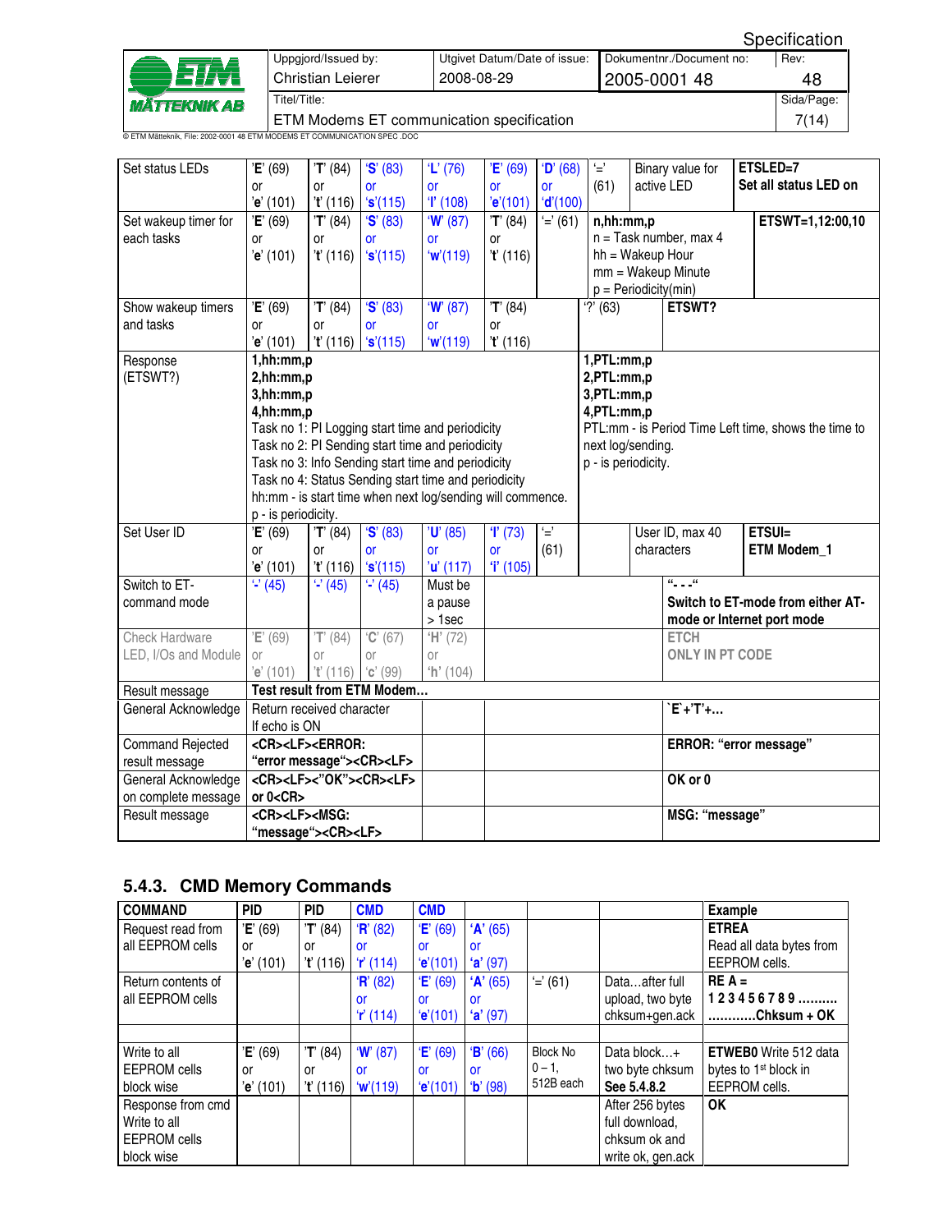| Set status LEDs | 'E' (69) or 'e' (101) | 'T' (84) or 't' (116) | 'S' (83) or 's'(115) | 'L' (76) or 'l' (108) | 'E' (69) or 'e'(101) | 'D' (68) or 'd'(100) | '=' (61) | Binary value for active LED | **ETSLED=7 Set all status LED on** |
|---|---|---|---|---|---|---|---|---|---|
| Set wakeup timer for each tasks | 'E' (69) or 'e' (101) | 'T' (84) or 't' (116) | 'S' (83) or 's'(115) | 'W' (87) or 'w'(119) | 'T' (84) or 't' (116) | '=' (61) | **n,hh:mm,p** n = Task number, max 4 hh = Wakeup Hour mm = Wakeup Minute p = Periodicity(min) | | **ETSWT=1,12:00,10** |
| Show wakeup timers and tasks | 'E' (69) or 'e' (101) | 'T' (84) or 't' (116) | 'S' (83) or 's'(115) | 'W' (87) or 'w'(119) | 'T' (84) or 't' (116) | | '?' (63) | | **ETSWT?** |
| Response (ETSWT?) | **1,hh:mm,p 2,hh:mm,p 3,hh:mm,p 4,hh:mm,p** Task no 1: PI Logging start time and periodicity Task no 2: PI Sending start time and periodicity Task no 3: Info Sending start time and periodicity Task no 4: Status Sending start time and periodicity hh:mm - is start time when next log/sending will commence. p - is periodicity. | | | | | | **1,PTL:mm,p 2,PTL:mm,p 3,PTL:mm,p 4,PTL:mm,p** PTL:mm - is Period Time Left time, shows the time to next log/sending. p - is periodicity. | | |
| Set User ID | 'E' (69) or 'e' (101) | 'T' (84) or 't' (116) | 'S' (83) or 's'(115) | 'U' (85) or 'u' (117) | 'I' (73) or 'i' (105) | '=' (61) | | User ID, max 40 characters | **ETSUI= ETM Modem_1** |
| Switch to ET-command mode | '-' (45) | '-' (45) | '-' (45) | Must be a pause > 1sec | | | | | **"- - -" Switch to ET-mode from either AT-mode or Internet port mode** |
| Check Hardware LED, I/Os and Module | 'E' (69) or 'e' (101) | 'T' (84) or 't' (116) | 'C' (67) or 'c' (99) | 'H' (72) or 'h' (104) | | | | | **ETCH ONLY IN PT CODE** |
| Result message | **Test result from ETM Modem…** | | | | | | | | |
| General Acknowledge | Return received character If echo is ON | | | | | | | | **`E`+'T'+…** |
| Command Rejected result message | **<CR><LF><ERROR: "error message"><CR><LF>** | | | | | | | | **ERROR: "error message"** |
| General Acknowledge on complete message | **<CR><LF><"OK"><CR><LF> or 0<CR>** | | | | | | | | **OK or 0** |
| Result message | **<CR><LF><MSG: "message"><CR><LF>** | | | | | | | | **MSG: "message"** |

### 5.4.3. CMD Memory Commands

| COMMAND | PID | PID | CMD | CMD | | | | Example |
|---|---|---|---|---|---|---|---|---|
| Request read from all EEPROM cells | 'E' (69) or 'e' (101) | 'T' (84) or 't' (116) | 'R' (82) or 'r' (114) | 'E' (69) or 'e'(101) | 'A' (65) or 'a' (97) | | | **ETREA** Read all data bytes from EEPROM cells. |
| Return contents of all EEPROM cells | | | 'R' (82) or 'r' (114) | 'E' (69) or 'e'(101) | 'A' (65) or 'a' (97) | '=' (61) | Data…after full upload, two byte chksum+gen.ack | **RE A = 1 2 3 4 5 6 7 8 9 ………………….Chksum + OK** |
| | | | | | | | | |
| Write to all EEPROM cells block wise | 'E' (69) or 'e' (101) | 'T' (84) or 't' (116) | 'W' (87) or 'w'(119) | 'E' (69) or 'e'(101) | 'B' (66) or 'b' (98) | Block No 0 – 1, 512B each | Data block…+ two byte chksum **See 5.4.8.2** | **ETWEB0** Write 512 data bytes to 1st block in EEPROM cells. |
| Response from cmd Write to all EEPROM cells block wise | | | | | | | After 256 bytes full download, chksum ok and write ok, gen.ack | **OK** |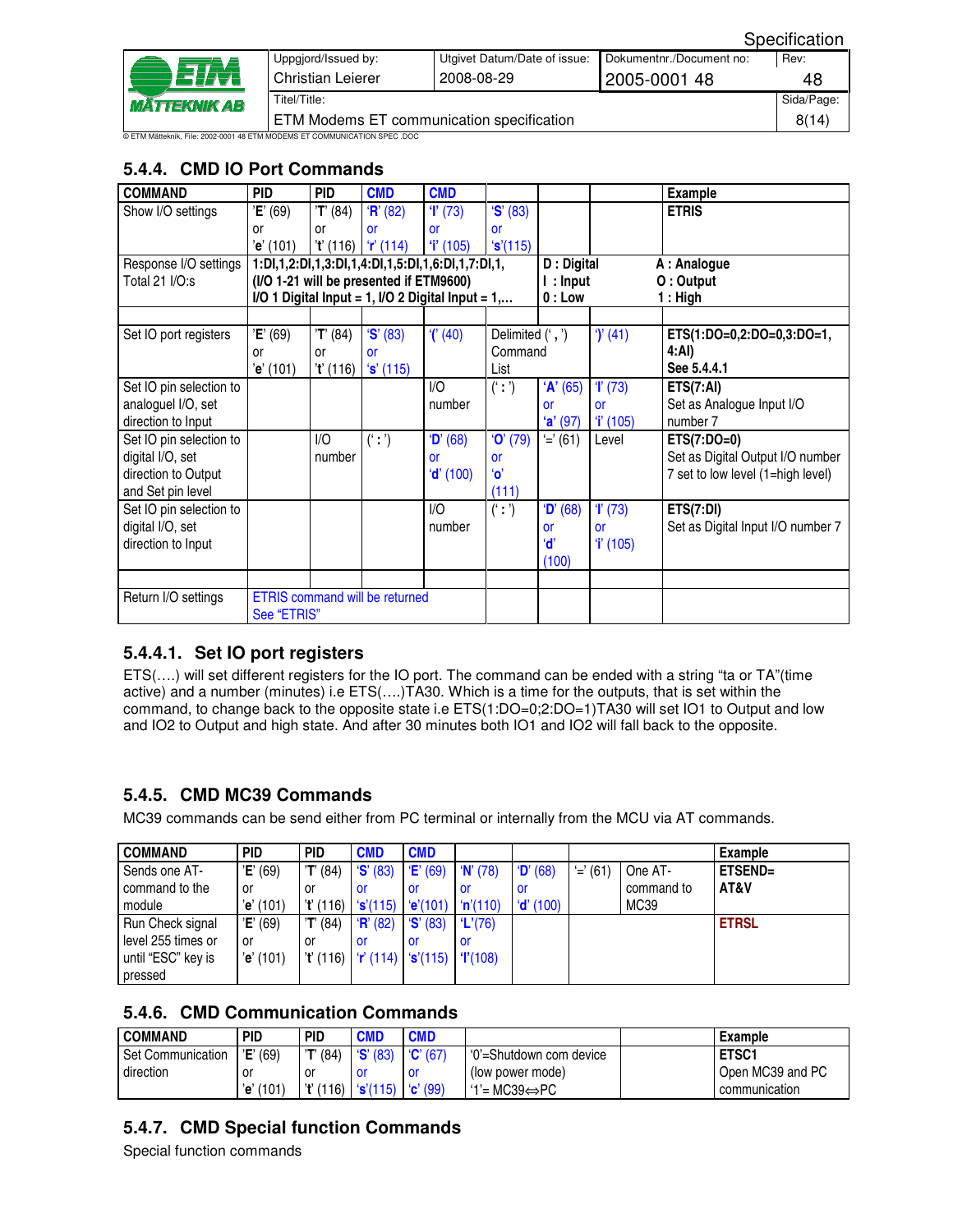## 5.4.4. CMD IO Port Commands

| COMMAND | PID | PID | CMD | CMD | | | | Example |
|---|---|---|---|---|---|---|---|---|
| Show I/O settings | 'E' (69) or 'e' (101) | 'T' (84) or 't' (116) | 'R' (82) or 'r' (114) | 'I' (73) or 'i' (105) | 'S' (83) or 's'(115) | | | ETRIS |
| Response I/O settings Total 21 I/O:s | 1:DI,1,2:DI,1,3:DI,1,4:DI,1,5:DI,1,6:DI,1,7:DI,1, (I/O 1-21 will be presented if ETM9600) I/O 1 Digital Input = 1, I/O 2 Digital Input = 1,… | | | | | D : Digital I : Input 0 : Low | | A : Analogue O : Output 1 : High |
| | | | | | | | | |
| Set IO port registers | 'E' (69) or 'e' (101) | 'T' (84) or 't' (116) | 'S' (83) or 's' (115) | '(' (40) | Delimited (' , ') Command List | | ')' (41) | ETS(1:DO=0,2:DO=0,3:DO=1, 4:AI) See 5.4.4.1 |
| Set IO pin selection to analoguel I/O, set direction to Input | | | | I/O number | (' : ') | 'A' (65) or 'a' (97) | 'I' (73) or 'i' (105) | ETS(7:AI) Set as Analogue Input I/O number 7 |
| Set IO pin selection to digital I/O, set direction to Output and Set pin level | | I/O number | (' : ') | 'D' (68) or 'd' (100) | 'O' (79) or 'o' (111) | '=' (61) | Level | ETS(7:DO=0) Set as Digital Output I/O number 7 set to low level (1=high level) |
| Set IO pin selection to digital I/O, set direction to Input | | | | I/O number | (' : ') | 'D' (68) or 'd' (100) | 'I' (73) or 'i' (105) | ETS(7:DI) Set as Digital Input I/O number 7 |
| | | | | | | | | |
| Return I/O settings | ETRIS command will be returned See "ETRIS" | | | | | | | |

### 5.4.4.1. Set IO port registers

ETS(….) will set different registers for the IO port. The command can be ended with a string "ta or TA"(time active) and a number (minutes) i.e ETS(….)TA30. Which is a time for the outputs, that is set within the command, to change back to the opposite state i.e ETS(1:DO=0;2:DO=1)TA30 will set IO1 to Output and low and IO2 to Output and high state. And after 30 minutes both IO1 and IO2 will fall back to the opposite.

## 5.4.5. CMD MC39 Commands

MC39 commands can be send either from PC terminal or internally from the MCU via AT commands.

| COMMAND | PID | PID | CMD | CMD | | | | | Example |
|---|---|---|---|---|---|---|---|---|---|
| Sends one AT-command to the module | 'E' (69) or 'e' (101) | 'T' (84) or 't' (116) | 'S' (83) or 's'(115) | 'E' (69) or 'e'(101) | 'N' (78) or 'n'(110) | 'D' (68) or 'd' (100) | '=' (61) | One AT-command to MC39 | ETSEND= AT&V |
| Run Check signal level 255 times or until "ESC" key is pressed | 'E' (69) or 'e' (101) | 'T' (84) or 't' (116) | 'R' (82) or 'r' (114) | 'S' (83) or 's'(115) | 'L'(76) or 'l'(108) | | | | ETRSL |

## 5.4.6. CMD Communication Commands

| COMMAND | PID | PID | CMD | CMD | | | Example |
|---|---|---|---|---|---|---|---|
| Set Communication direction | 'E' (69) or 'e' (101) | 'T' (84) or 't' (116) | 'S' (83) or 's'(115) | 'C' (67) or 'c' (99) | '0'=Shutdown com device (low power mode) '1'= MC39⇔PC | | ETSC1 Open MC39 and PC communication |

## 5.4.7. CMD Special function Commands

Special function commands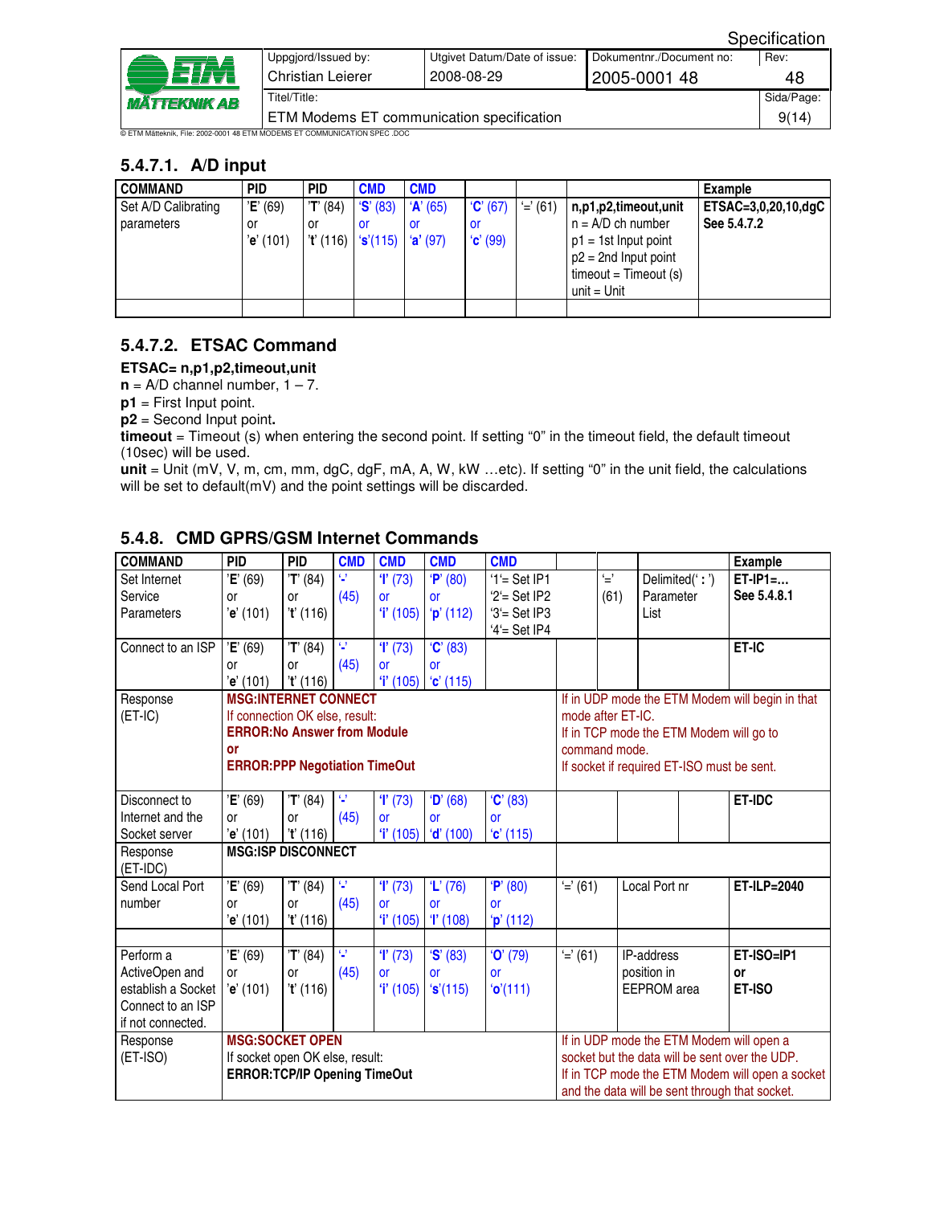### 5.4.7.1. A/D input

| COMMAND | PID | PID | CMD | CMD | | | | Example |
|---|---|---|---|---|---|---|---|---|
| Set A/D Calibrating parameters | 'E' (69) or 'e' (101) | 'T' (84) or 't' (116) | 'S' (83) or 's'(115) | 'A' (65) or 'a' (97) | 'C' (67) or 'c' (99) | '=' (61) | n,p1,p2,timeout,unit<br>n = A/D ch number<br>p1 = 1st Input point<br>p2 = 2nd Input point<br>timeout = Timeout (s)<br>unit = Unit | ETSAC=3,0,20,10,dgC<br>See 5.4.7.2 |
| | | | | | | | | |

### 5.4.7.2. ETSAC Command

**ETSAC= n,p1,p2,timeout,unit**

**n** = A/D channel number, 1 – 7.

**p1** = First Input point.

**p2** = Second Input point.

**timeout** = Timeout (s) when entering the second point. If setting "0" in the timeout field, the default timeout (10sec) will be used.

**unit** = Unit (mV, V, m, cm, mm, dgC, dgF, mA, A, W, kW …etc). If setting "0" in the unit field, the calculations will be set to default(mV) and the point settings will be discarded.

### 5.4.8. CMD GPRS/GSM Internet Commands

| COMMAND | PID | PID | CMD | CMD | CMD | CMD | | | | Example |
|---|---|---|---|---|---|---|---|---|---|---|
| Set Internet Service Parameters | 'E' (69) or 'e' (101) | 'T' (84) or 't' (116) | '-' (45) | 'I' (73) or 'i' (105) | 'P' (80) or 'p' (112) | '1'= Set IP1<br>'2'= Set IP2<br>'3'= Set IP3<br>'4'= Set IP4 | | '=' (61) | Delimited(' : ') Parameter List | ET-IP1=…<br>See 5.4.8.1 |
| Connect to an ISP | 'E' (69) or 'e' (101) | 'T' (84) or 't' (116) | '-' (45) | 'I' (73) or 'i' (105) | 'C' (83) or 'c' (115) | | | | | ET-IC |
| Response (ET-IC) | **MSG:INTERNET CONNECT**<br>If connection OK else, result:<br>**ERROR:No Answer from Module**<br>**or**<br>**ERROR:PPP Negotiation TimeOut** | | | | | | If in UDP mode the ETM Modem will begin in that mode after ET-IC.<br>If in TCP mode the ETM Modem will go to command mode.<br>If socket if required ET-ISO must be sent. | | | |
| Disconnect to Internet and the Socket server | 'E' (69) or 'e' (101) | 'T' (84) or 't' (116) | '-' (45) | 'I' (73) or 'i' (105) | 'D' (68) or 'd' (100) | 'C' (83) or 'c' (115) | | | | ET-IDC |
| Response (ET-IDC) | **MSG:ISP DISCONNECT** | | | | | | | | | |
| Send Local Port number | 'E' (69) or 'e' (101) | 'T' (84) or 't' (116) | '-' (45) | 'I' (73) or 'i' (105) | 'L' (76) or 'l' (108) | 'P' (80) or 'p' (112) | '=' (61) | | Local Port nr | ET-ILP=2040 |
| | | | | | | | | | | |
| Perform a ActiveOpen and establish a Socket Connect to an ISP if not connected. | 'E' (69) or 'e' (101) | 'T' (84) or 't' (116) | '-' (45) | 'I' (73) or 'i' (105) | 'S' (83) or 's'(115) | 'O' (79) or 'o'(111) | '=' (61) | | IP-address position in EEPROM area | ET-ISO=IP1<br>or<br>ET-ISO |
| Response (ET-ISO) | **MSG:SOCKET OPEN**<br>If socket open OK else, result:<br>**ERROR:TCP/IP Opening TimeOut** | | | | | | If in UDP mode the ETM Modem will open a socket but the data will be sent over the UDP.<br>If in TCP mode the ETM Modem will open a socket and the data will be sent through that socket. | | | |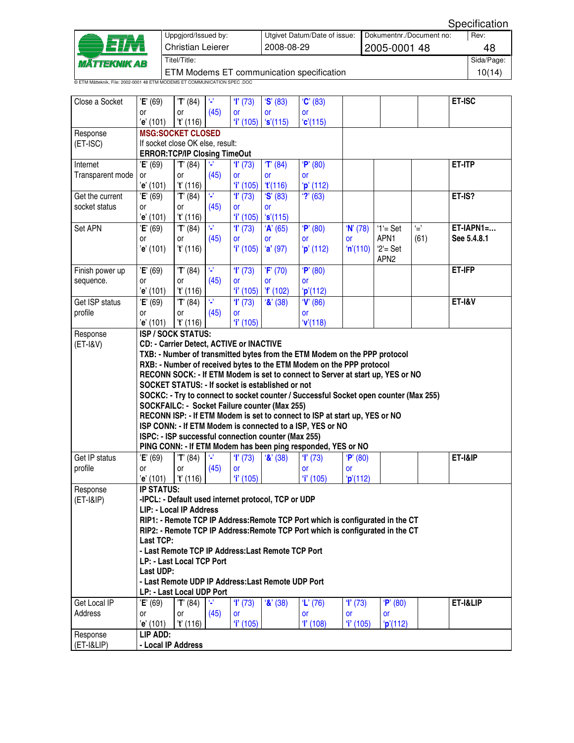| | | | | | | | | | | |
|---|---|---|---|---|---|---|---|---|---|---|
| Close a Socket | 'E' (69) or 'e' (101) | 'T' (84) or 't' (116) | '-' (45) | 'I' (73) or 'i' (105) | 'S' (83) or 's'(115) | 'C' (83) or 'c'(115) | | | | ET-ISC |
| Response (ET-ISC) | **MSG:SOCKET CLOSED**<br>If socket close OK else, result:<br>**ERROR:TCP/IP Closing TimeOut** | | | | | | | | | |
| Internet Transparent mode | 'E' (69) or 'e' (101) | 'T' (84) or 't' (116) | '-' (45) | 'I' (73) or 'i' (105) | 'T' (84) or 't'(116) | 'P' (80) or 'p' (112) | | | | ET-ITP |
| Get the current socket status | 'E' (69) or 'e' (101) | 'T' (84) or 't' (116) | '-' (45) | 'I' (73) or 'i' (105) | 'S' (83) or 's'(115) | '?' (63) | | | | ET-IS? |
| Set APN | 'E' (69) or 'e' (101) | 'T' (84) or 't' (116) | '-' (45) | 'I' (73) or 'i' (105) | 'A' (65) or 'a' (97) | 'P' (80) or 'p' (112) | 'N' (78) or 'n'(110) | '1'= Set APN1 '2'= Set APN2 | '=' (61) | ET-IAPN1=… See 5.4.8.1 |
| Finish power up sequence. | 'E' (69) or 'e' (101) | 'T' (84) or 't' (116) | '-' (45) | 'I' (73) or 'i' (105) | 'F' (70) or 'f' (102) | 'P' (80) or 'p'(112) | | | | ET-IFP |
| Get ISP status profile | 'E' (69) or 'e' (101) | 'T' (84) or 't' (116) | '-' (45) | 'I' (73) or 'i' (105) | '&' (38) | 'V' (86) or 'v'(118) | | | | ET-I&V |
| Response (ET-I&V) | **ISP / SOCK STATUS:**<br>**CD: - Carrier Detect, ACTIVE or INACTIVE**<br>**TXB: - Number of transmitted bytes from the ETM Modem on the PPP protocol**<br>**RXB: - Number of received bytes to the ETM Modem on the PPP protocol**<br>**RECONN SOCK: - If ETM Modem is set to connect to Server at start up, YES or NO**<br>**SOCKET STATUS: - If socket is established or not**<br>**SOCKC: - Try to connect to socket counter / Successful Socket open counter (Max 255)**<br>**SOCKFAILC: - Socket Failure counter (Max 255)**<br>**RECONN ISP: - If ETM Modem is set to connect to ISP at start up, YES or NO**<br>**ISP CONN: - If ETM Modem is connected to a ISP, YES or NO**<br>**ISPC: - ISP successful connection counter (Max 255)**<br>**PING CONN: - If ETM Modem has been ping responded, YES or NO** | | | | | | | | | |
| Get IP status profile | 'E' (69) or 'e' (101) | 'T' (84) or 't' (116) | '-' (45) | 'I' (73) or 'i' (105) | '&' (38) | 'I' (73) or 'i' (105) | 'P' (80) or 'p'(112) | | | ET-I&IP |
| Response (ET-I&IP) | **IP STATUS:**<br>**-IPCL: - Default used internet protocol, TCP or UDP**<br>**LIP: - Local IP Address**<br>**RIP1: - Remote TCP IP Address:Remote TCP Port which is configurated in the CT**<br>**RIP2: - Remote TCP IP Address:Remote TCP Port which is configurated in the CT**<br>**Last TCP:**<br>**- Last Remote TCP IP Address:Last Remote TCP Port**<br>**LP: - Last Local TCP Port**<br>**Last UDP:**<br>**- Last Remote UDP IP Address:Last Remote UDP Port**<br>**LP: - Last Local UDP Port** | | | | | | | | | |
| Get Local IP Address | 'E' (69) or 'e' (101) | 'T' (84) or 't' (116) | '-' (45) | 'I' (73) or 'i' (105) | '&' (38) | 'L' (76) or 'l' (108) | 'I' (73) or 'i' (105) | 'P' (80) or 'p'(112) | | ET-I&LIP |
| Response (ET-I&LIP) | **LIP ADD:**<br>**- Local IP Address** | | | | | | | | | |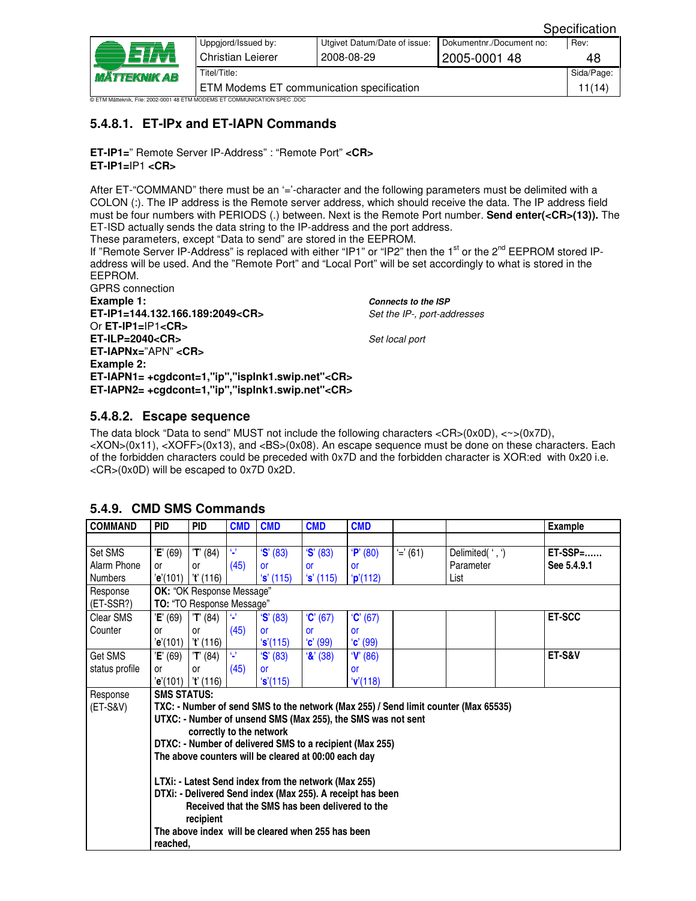### 5.4.8.1. ET-IPx and ET-IAPN Commands

**ET-IP1=**" Remote Server IP-Address" : "Remote Port" **<CR>**
**ET-IP1=**IP1 **<CR>**

After ET-"COMMAND" there must be an '='-character and the following parameters must be delimited with a COLON (:). The IP address is the Remote server address, which should receive the data. The IP address field must be four numbers with PERIODS (.) between. Next is the Remote Port number. **Send enter(<CR>(13)).** The ET-ISD actually sends the data string to the IP-address and the port address.
These parameters, except "Data to send" are stored in the EEPROM.
If "Remote Server IP-Address" is replaced with either "IP1" or "IP2" then the 1st or the 2nd EEPROM stored IP-address will be used. And the "Remote Port" and "Local Port" will be set accordingly to what is stored in the EEPROM.
GPRS connection

**Example 1:** — ***Connects to the ISP***
**ET-IP1=144.132.166.189:2049<CR>** — *Set the IP-, port-addresses*
Or **ET-IP1=**IP1**<CR>**
**ET-ILP=2040<CR>** — *Set local port*
**ET-IAPNx=**"APN" **<CR>**
**Example 2:**
**ET-IAPN1= +cgdcont=1,"ip","isplnk1.swip.net"<CR>**
**ET-IAPN2= +cgdcont=1,"ip","isplnk1.swip.net"<CR>**

### 5.4.8.2. Escape sequence

The data block "Data to send" MUST not include the following characters <CR>(0x0D), <~>(0x7D), <XON>(0x11), <XOFF>(0x13), and <BS>(0x08). An escape sequence must be done on these characters. Each of the forbidden characters could be preceded with 0x7D and the forbidden character is XOR:ed with 0x20 i.e. <CR>(0x0D) will be escaped to 0x7D 0x2D.

## 5.4.9. CMD SMS Commands

| COMMAND | PID | PID | CMD | CMD | CMD | CMD | | | | Example |
|---|---|---|---|---|---|---|---|---|---|---|
| Set SMS Alarm Phone Numbers | '**E**' (69) or '**e**'(101) | '**T**' (84) or '**t**' (116) | '**-**' (45) | '**S**' (83) or '**s**' (115) | '**S**' (83) or '**s**' (115) | '**P**' (80) or '**p**'(112) | '=' (61) | Delimited( ' , ') Parameter List | | **ET-SSP=…… See 5.4.9.1** |
| Response (ET-SSR?) | **OK:** "OK Response Message" **TO:** "TO Response Message" | | | | | | | | | |
| Clear SMS Counter | '**E**' (69) or '**e**'(101) | '**T**' (84) or '**t**' (116) | '**-**' (45) | '**S**' (83) or '**s**'(115) | '**C**' (67) or '**c**' (99) | '**C**' (67) or '**c**' (99) | | | | **ET-SCC** |
| Get SMS status profile | '**E**' (69) or '**e**'(101) | '**T**' (84) or '**t**' (116) | '**-**' (45) | '**S**' (83) or '**s**'(115) | '**&**' (38) | '**V**' (86) or '**v**'(118) | | | | **ET-S&V** |
| Response (ET-S&V) | **SMS STATUS:** **TXC: - Number of send SMS to the network (Max 255) / Send limit counter (Max 65535)** **UTXC: - Number of unsend SMS (Max 255), the SMS was not sent correctly to the network** **DTXC: - Number of delivered SMS to a recipient (Max 255)** **The above counters will be cleared at 00:00 each day** **LTXi: - Latest Send index from the network (Max 255)** **DTXi: - Delivered Send index (Max 255). A receipt has been Received that the SMS has been delivered to the recipient** **The above index will be cleared when 255 has been reached,** | | | | | | | | | |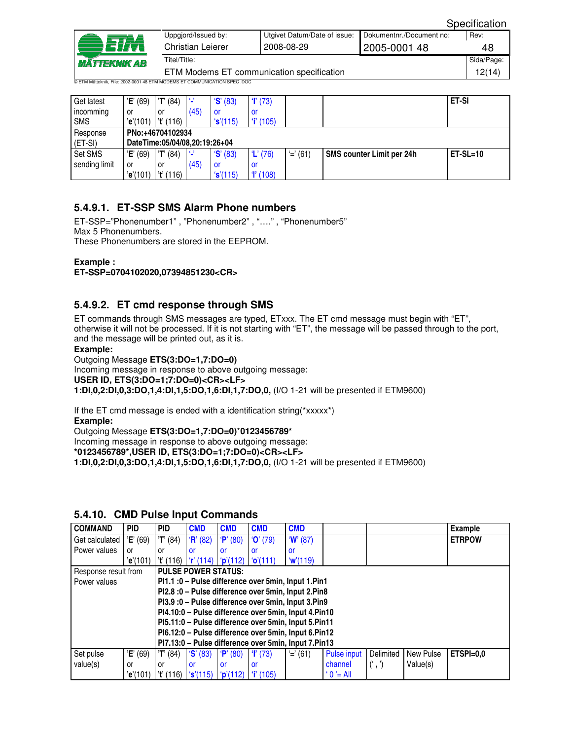| | | | | | | | | |
|---|---|---|---|---|---|---|---|---|
| Get latest incomming SMS | 'E' (69) or 'e'(101) | 'T' (84) or 't' (116) | '-' (45) | 'S' (83) or 's'(115) | 'I' (73) or 'i' (105) | | | ET-SI |
| Response (ET-SI) | PNo:+46704102934 DateTime:05/04/08,20:19:26+04 | | | | | | | |
| Set SMS sending limit | 'E' (69) or 'e'(101) | 'T' (84) or 't' (116) | '-' (45) | 'S' (83) or 's'(115) | 'L' (76) or 'l' (108) | '=' (61) | SMS counter Limit per 24h | ET-SL=10 |

### 5.4.9.1. ET-SSP SMS Alarm Phone numbers

ET-SSP="Phonenumber1" , "Phonenumber2" , "…." , "Phonenumber5"
Max 5 Phonenumbers.
These Phonenumbers are stored in the EEPROM.

**Example :**
**ET-SSP=0704102020,07394851230<CR>**

### 5.4.9.2. ET cmd response through SMS

ET commands through SMS messages are typed, ETxxx. The ET cmd message must begin with "ET", otherwise it will not be processed. If it is not starting with "ET", the message will be passed through to the port, and the message will be printed out, as it is.

**Example:**
Outgoing Message **ETS(3:DO=1,7:DO=0)**
Incoming message in response to above outgoing message:
**USER ID, ETS(3:DO=1;7:DO=0)<CR><LF>**
**1:DI,0,2:DI,0,3:DO,1,4:DI,1,5:DO,1,6:DI,1,7:DO,0,** (I/O 1-21 will be presented if ETM9600)

If the ET cmd message is ended with a identification string(*xxxxx*)
**Example:**
Outgoing Message **ETS(3:DO=1,7:DO=0)*0123456789***
Incoming message in response to above outgoing message:
***0123456789*,USER ID, ETS(3:DO=1;7:DO=0)<CR><LF>**
**1:DI,0,2:DI,0,3:DO,1,4:DI,1,5:DO,1,6:DI,1,7:DO,0,** (I/O 1-21 will be presented if ETM9600)

## 5.4.10. CMD Pulse Input Commands

| COMMAND | PID | PID | CMD | CMD | CMD | CMD | | | | Example |
|---|---|---|---|---|---|---|---|---|---|---|
| Get calculated Power values | 'E' (69) or 'e'(101) | 'T' (84) or 't' (116) | 'R' (82) or 'r' (114) | 'P' (80) or 'p'(112) | 'O' (79) or 'o'(111) | 'W' (87) or 'w'(119) | | | | ETRPOW |
| Response result from Power values | | **PULSE POWER STATUS:**<br>**PI1.1 :0 – Pulse difference over 5min, Input 1.Pin1**<br>**PI2.8 :0 – Pulse difference over 5min, Input 2.Pin8**<br>**PI3.9 :0 – Pulse difference over 5min, Input 3.Pin9**<br>**PI4.10:0 – Pulse difference over 5min, Input 4.Pin10**<br>**PI5.11:0 – Pulse difference over 5min, Input 5.Pin11**<br>**PI6.12:0 – Pulse difference over 5min, Input 6.Pin12**<br>**PI7.13:0 – Pulse difference over 5min, Input 7.Pin13** | | | | | | | | |
| Set pulse value(s) | 'E' (69) or 'e'(101) | 'T' (84) or 't' (116) | 'S' (83) or 's'(115) | 'P' (80) or 'p'(112) | 'I' (73) or 'i' (105) | '=' (61) | Pulse input channel '0 '= All | Delimited (' , ') | New Pulse Value(s) | ETSPI=0,0 |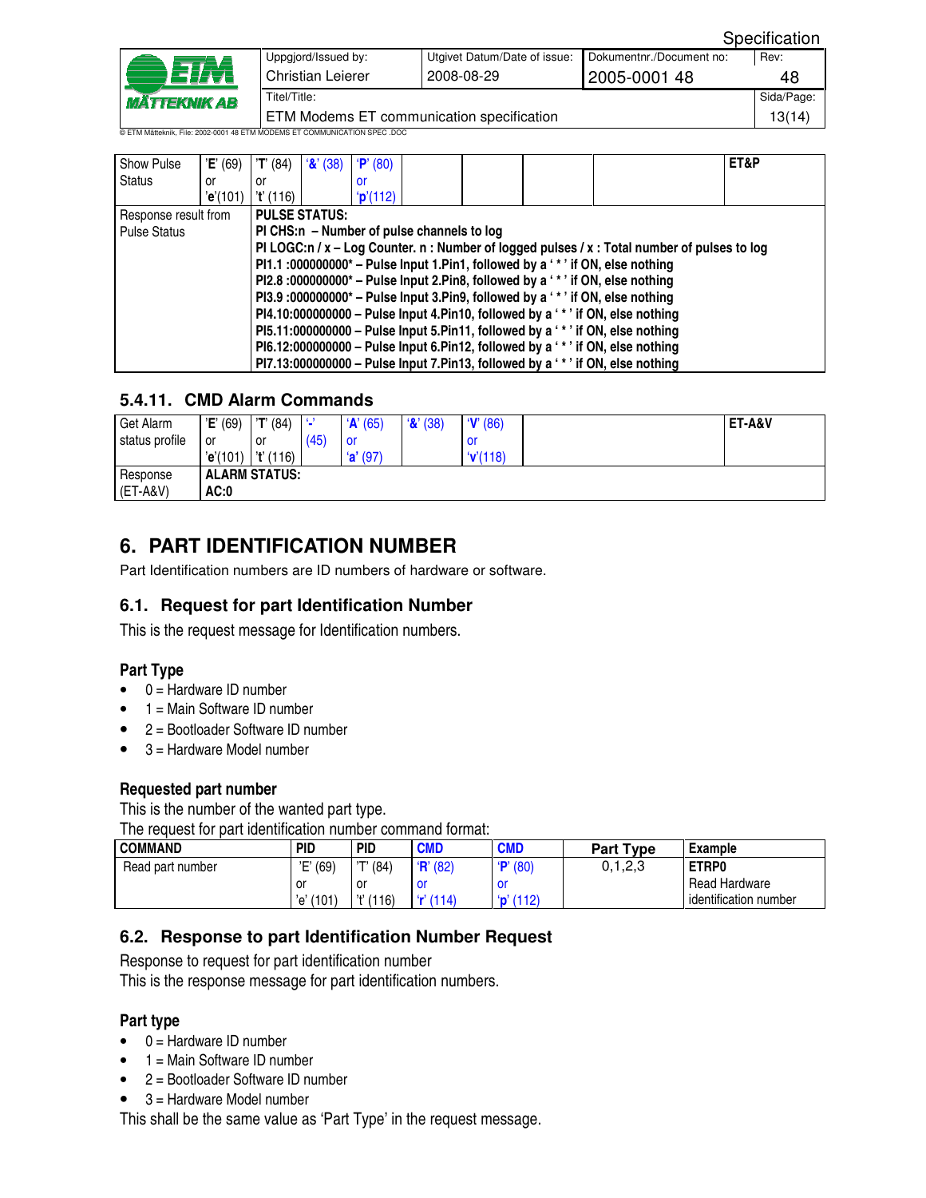| Show Pulse Status | 'E' (69) or 'e'(101) | 'T' (84) or 't' (116) | '&' (38) | 'P' (80) or 'p'(112) | | | | | ET&P |
|---|---|---|---|---|---|---|---|---|---|
| Response result from Pulse Status | **PULSE STATUS:**<br>**PI CHS:n – Number of pulse channels to log**<br>**PI LOGC:n / x – Log Counter. n : Number of logged pulses / x : Total number of pulses to log**<br>**PI1.1 :000000000* – Pulse Input 1.Pin1, followed by a ' * ' if ON, else nothing**<br>**PI2.8 :000000000* – Pulse Input 2.Pin8, followed by a ' * ' if ON, else nothing**<br>**PI3.9 :000000000* – Pulse Input 3.Pin9, followed by a ' * ' if ON, else nothing**<br>**PI4.10:000000000 – Pulse Input 4.Pin10, followed by a ' * ' if ON, else nothing**<br>**PI5.11:000000000 – Pulse Input 5.Pin11, followed by a ' * ' if ON, else nothing**<br>**PI6.12:000000000 – Pulse Input 6.Pin12, followed by a ' * ' if ON, else nothing**<br>**PI7.13:000000000 – Pulse Input 7.Pin13, followed by a ' * ' if ON, else nothing** | | | | | | | | |

### 5.4.11. CMD Alarm Commands

| Get Alarm status profile | 'E' (69) or 'e'(101) | 'T' (84) or 't' (116) | '-' (45) | 'A' (65) or 'a' (97) | '&' (38) | 'V' (86) or 'v'(118) | | ET-A&V |
|---|---|---|---|---|---|---|---|---|
| Response (ET-A&V) | **ALARM STATUS:**<br>**AC:0** | | | | | | | |

# 6. PART IDENTIFICATION NUMBER

Part Identification numbers are ID numbers of hardware or software.

## 6.1. Request for part Identification Number

This is the request message for Identification numbers.

### Part Type

- 0 = Hardware ID number
- 1 = Main Software ID number
- 2 = Bootloader Software ID number
- 3 = Hardware Model number

### Requested part number

This is the number of the wanted part type.

The request for part identification number command format:

| COMMAND | PID | PID | CMD | CMD | Part Type | Example |
|---|---|---|---|---|---|---|
| Read part number | 'E' (69) or 'e' (101) | 'T' (84) or 't' (116) | 'R' (82) or 'r' (114) | 'P' (80) or 'p' (112) | 0,1,2,3 | **ETRP0**<br>Read Hardware identification number |

## 6.2. Response to part Identification Number Request

Response to request for part identification number

This is the response message for part identification numbers.

### Part type

- 0 = Hardware ID number
- 1 = Main Software ID number
- 2 = Bootloader Software ID number
- 3 = Hardware Model number

This shall be the same value as 'Part Type' in the request message.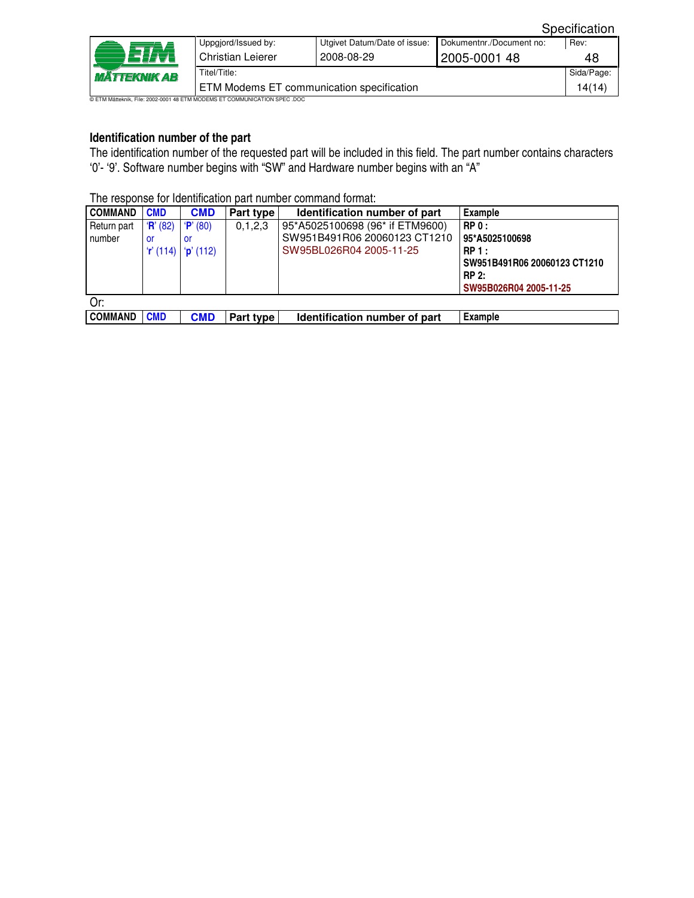### Identification number of the part

The identification number of the requested part will be included in this field. The part number contains characters '0'- '9'. Software number begins with "SW" and Hardware number begins with an "A"

The response for Identification part number command format:

| COMMAND | CMD | CMD | Part type | Identification number of part | Example |
|---|---|---|---|---|---|
| Return part number | 'R' (82) or 'r' (114) | 'P' (80) or 'p' (112) | 0,1,2,3 | 95*A5025100698 (96* if ETM9600) SW951B491R06 20060123 CT1210 SW95BL026R04 2005-11-25 | **RP 0 :** **95*A5025100698** **RP 1 :** **SW951B491R06 20060123 CT1210** **RP 2:** **SW95B026R04 2005-11-25** |

Or:

| COMMAND | CMD | CMD | Part type | Identification number of part | Example |
|---|---|---|---|---|---|